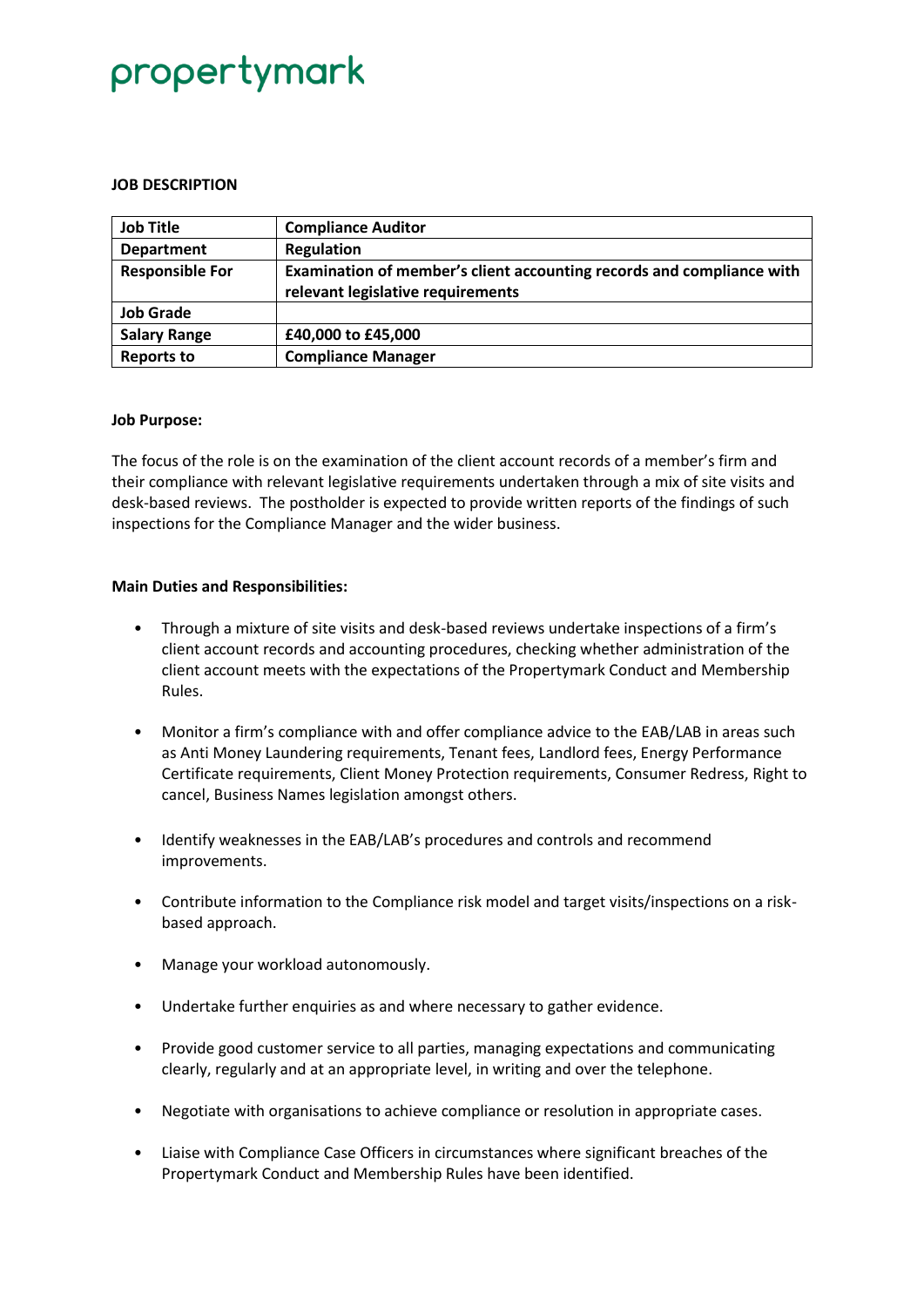propertymark

**JOB DESCRIPTION**

| **Job Title** | **Compliance Auditor** |
|---|---|
| **Department** | **Regulation** |
| **Responsible For** | **Examination of member's client accounting records and compliance with relevant legislative requirements** |
| **Job Grade** | |
| **Salary Range** | **£40,000 to £45,000** |
| **Reports to** | **Compliance Manager** |

**Job Purpose:**

The focus of the role is on the examination of the client account records of a member's firm and their compliance with relevant legislative requirements undertaken through a mix of site visits and desk-based reviews. The postholder is expected to provide written reports of the findings of such inspections for the Compliance Manager and the wider business.

**Main Duties and Responsibilities:**

- Through a mixture of site visits and desk-based reviews undertake inspections of a firm's client account records and accounting procedures, checking whether administration of the client account meets with the expectations of the Propertymark Conduct and Membership Rules.
- Monitor a firm's compliance with and offer compliance advice to the EAB/LAB in areas such as Anti Money Laundering requirements, Tenant fees, Landlord fees, Energy Performance Certificate requirements, Client Money Protection requirements, Consumer Redress, Right to cancel, Business Names legislation amongst others.
- Identify weaknesses in the EAB/LAB's procedures and controls and recommend improvements.
- Contribute information to the Compliance risk model and target visits/inspections on a risk-based approach.
- Manage your workload autonomously.
- Undertake further enquiries as and where necessary to gather evidence.
- Provide good customer service to all parties, managing expectations and communicating clearly, regularly and at an appropriate level, in writing and over the telephone.
- Negotiate with organisations to achieve compliance or resolution in appropriate cases.
- Liaise with Compliance Case Officers in circumstances where significant breaches of the Propertymark Conduct and Membership Rules have been identified.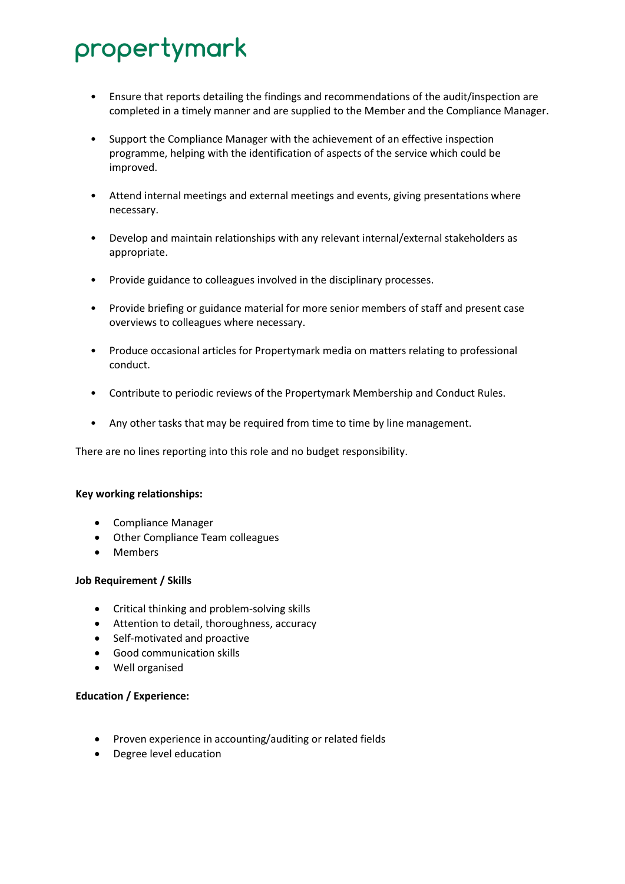- Ensure that reports detailing the findings and recommendations of the audit/inspection are completed in a timely manner and are supplied to the Member and the Compliance Manager.

- Support the Compliance Manager with the achievement of an effective inspection programme, helping with the identification of aspects of the service which could be improved.

- Attend internal meetings and external meetings and events, giving presentations where necessary.

- Develop and maintain relationships with any relevant internal/external stakeholders as appropriate.

- Provide guidance to colleagues involved in the disciplinary processes.

- Provide briefing or guidance material for more senior members of staff and present case overviews to colleagues where necessary.

- Produce occasional articles for Propertymark media on matters relating to professional conduct.

- Contribute to periodic reviews of the Propertymark Membership and Conduct Rules.

- Any other tasks that may be required from time to time by line management.

There are no lines reporting into this role and no budget responsibility.

**Key working relationships:**

- Compliance Manager
- Other Compliance Team colleagues
- Members

**Job Requirement / Skills**

- Critical thinking and problem-solving skills
- Attention to detail, thoroughness, accuracy
- Self-motivated and proactive
- Good communication skills
- Well organised

**Education / Experience:**

- Proven experience in accounting/auditing or related fields
- Degree level education